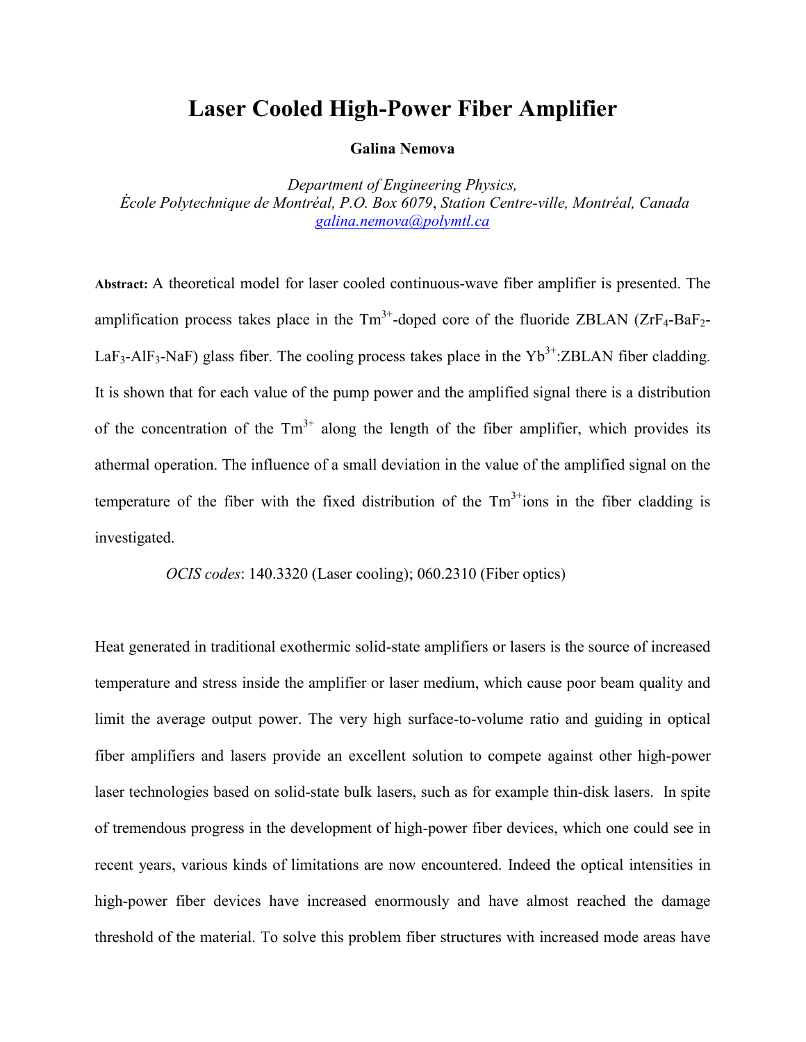# Laser Cooled High-Power Fiber Amplifier

**Galina Nemova**

*Department of Engineering Physics,*
*École Polytechnique de Montréal, P.O. Box 6079, Station Centre-ville, Montréal, Canada*
galina.nemova@polymtl.ca

**Abstract:** A theoretical model for laser cooled continuous-wave fiber amplifier is presented. The amplification process takes place in the $Tm^{3+}$-doped core of the fluoride ZBLAN ($ZrF_4$-$BaF_2$-$LaF_3$-$AlF_3$-NaF) glass fiber. The cooling process takes place in the $Yb^{3+}$:ZBLAN fiber cladding. It is shown that for each value of the pump power and the amplified signal there is a distribution of the concentration of the $Tm^{3+}$ along the length of the fiber amplifier, which provides its athermal operation. The influence of a small deviation in the value of the amplified signal on the temperature of the fiber with the fixed distribution of the $Tm^{3+}$ions in the fiber cladding is investigated.

*OCIS codes*: 140.3320 (Laser cooling); 060.2310 (Fiber optics)

Heat generated in traditional exothermic solid-state amplifiers or lasers is the source of increased temperature and stress inside the amplifier or laser medium, which cause poor beam quality and limit the average output power. The very high surface-to-volume ratio and guiding in optical fiber amplifiers and lasers provide an excellent solution to compete against other high-power laser technologies based on solid-state bulk lasers, such as for example thin-disk lasers. In spite of tremendous progress in the development of high-power fiber devices, which one could see in recent years, various kinds of limitations are now encountered. Indeed the optical intensities in high-power fiber devices have increased enormously and have almost reached the damage threshold of the material. To solve this problem fiber structures with increased mode areas have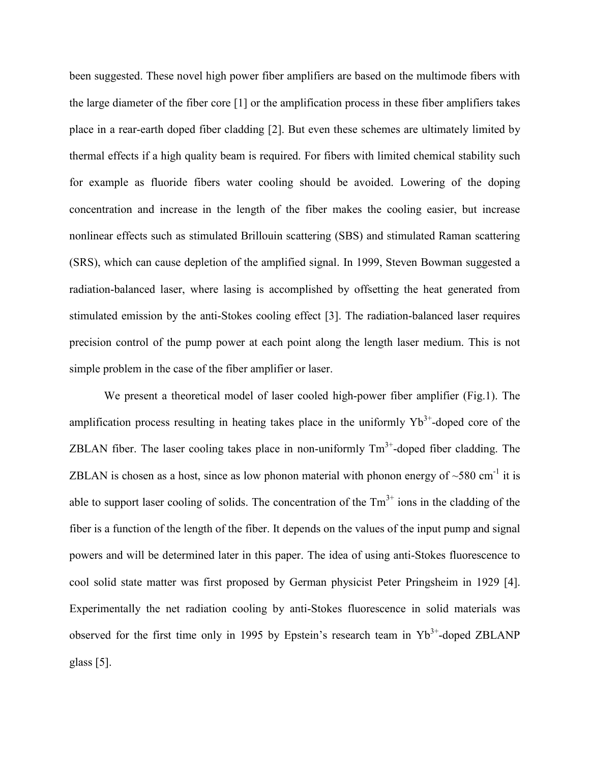been suggested. These novel high power fiber amplifiers are based on the multimode fibers with the large diameter of the fiber core [1] or the amplification process in these fiber amplifiers takes place in a rear-earth doped fiber cladding [2]. But even these schemes are ultimately limited by thermal effects if a high quality beam is required. For fibers with limited chemical stability such for example as fluoride fibers water cooling should be avoided. Lowering of the doping concentration and increase in the length of the fiber makes the cooling easier, but increase nonlinear effects such as stimulated Brillouin scattering (SBS) and stimulated Raman scattering (SRS), which can cause depletion of the amplified signal. In 1999, Steven Bowman suggested a radiation-balanced laser, where lasing is accomplished by offsetting the heat generated from stimulated emission by the anti-Stokes cooling effect [3]. The radiation-balanced laser requires precision control of the pump power at each point along the length laser medium. This is not simple problem in the case of the fiber amplifier or laser.

We present a theoretical model of laser cooled high-power fiber amplifier (Fig.1). The amplification process resulting in heating takes place in the uniformly $Yb^{3+}$-doped core of the ZBLAN fiber. The laser cooling takes place in non-uniformly $Tm^{3+}$-doped fiber cladding. The ZBLAN is chosen as a host, since as low phonon material with phonon energy of ~580 $cm^{-1}$ it is able to support laser cooling of solids. The concentration of the $Tm^{3+}$ ions in the cladding of the fiber is a function of the length of the fiber. It depends on the values of the input pump and signal powers and will be determined later in this paper. The idea of using anti-Stokes fluorescence to cool solid state matter was first proposed by German physicist Peter Pringsheim in 1929 [4]. Experimentally the net radiation cooling by anti-Stokes fluorescence in solid materials was observed for the first time only in 1995 by Epstein's research team in $Yb^{3+}$-doped ZBLANP glass [5].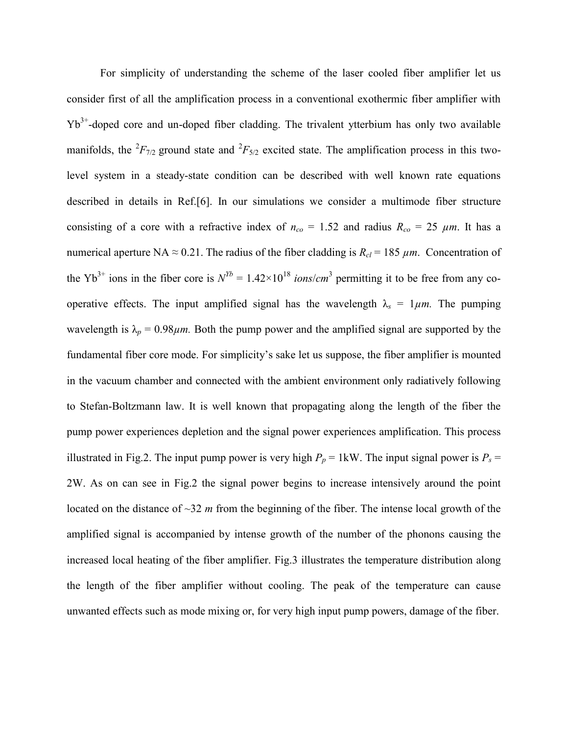For simplicity of understanding the scheme of the laser cooled fiber amplifier let us consider first of all the amplification process in a conventional exothermic fiber amplifier with $Yb^{3+}$-doped core and un-doped fiber cladding. The trivalent ytterbium has only two available manifolds, the $^2F_{7/2}$ ground state and $^2F_{5/2}$ excited state. The amplification process in this two-level system in a steady-state condition can be described with well known rate equations described in details in Ref.[6]. In our simulations we consider a multimode fiber structure consisting of a core with a refractive index of $n_{co}$ = 1.52 and radius $R_{co}$ = 25 $\mu m$. It has a numerical aperture NA ≈ 0.21. The radius of the fiber cladding is $R_{cl}$ = 185 $\mu m$. Concentration of the $Yb^{3+}$ ions in the fiber core is $N^{Yb} = 1.42{\times}10^{18}$ *ions*/$cm^3$ permitting it to be free from any co-operative effects. The input amplified signal has the wavelength $\lambda_s$ = 1$\mu m$. The pumping wavelength is $\lambda_p$ = 0.98$\mu m$. Both the pump power and the amplified signal are supported by the fundamental fiber core mode. For simplicity's sake let us suppose, the fiber amplifier is mounted in the vacuum chamber and connected with the ambient environment only radiatively following to Stefan-Boltzmann law. It is well known that propagating along the length of the fiber the pump power experiences depletion and the signal power experiences amplification. This process illustrated in Fig.2. The input pump power is very high $P_p$ = 1kW. The input signal power is $P_s$ = 2W. As on can see in Fig.2 the signal power begins to increase intensively around the point located on the distance of ~32 *m* from the beginning of the fiber. The intense local growth of the amplified signal is accompanied by intense growth of the number of the phonons causing the increased local heating of the fiber amplifier. Fig.3 illustrates the temperature distribution along the length of the fiber amplifier without cooling. The peak of the temperature can cause unwanted effects such as mode mixing or, for very high input pump powers, damage of the fiber.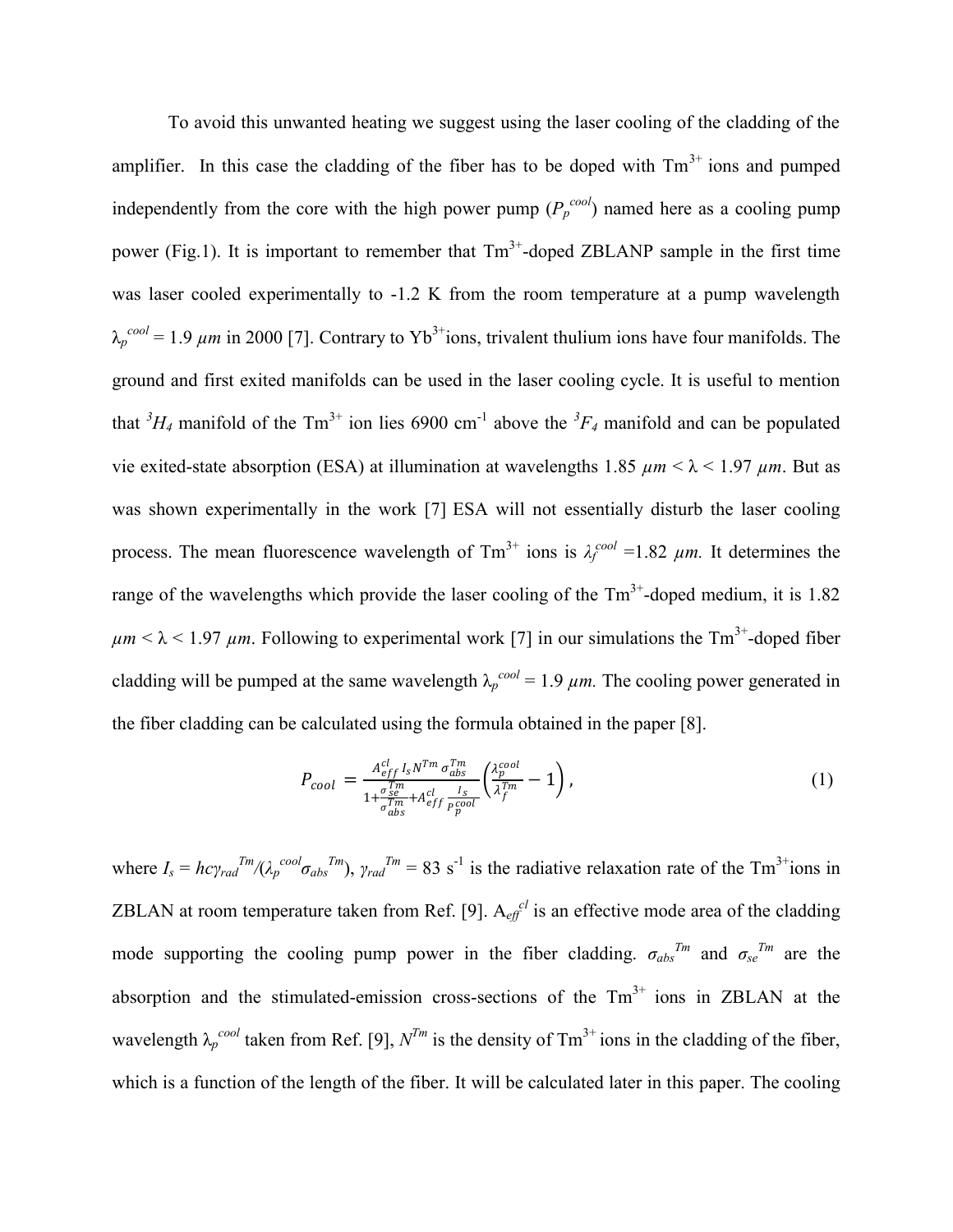To avoid this unwanted heating we suggest using the laser cooling of the cladding of the amplifier. In this case the cladding of the fiber has to be doped with $Tm^{3+}$ ions and pumped independently from the core with the high power pump ($P_p^{cool}$) named here as a cooling pump power (Fig.1). It is important to remember that $Tm^{3+}$-doped ZBLANP sample in the first time was laser cooled experimentally to -1.2 K from the room temperature at a pump wavelength $\lambda_p^{cool} = 1.9\ \mu m$ in 2000 [7]. Contrary to $Yb^{3+}$ions, trivalent thulium ions have four manifolds. The ground and first exited manifolds can be used in the laser cooling cycle. It is useful to mention that $^3H_4$ manifold of the $Tm^{3+}$ ion lies 6900 cm$^{-1}$ above the $^3F_4$ manifold and can be populated vie exited-state absorption (ESA) at illumination at wavelengths $1.85\ \mu m < \lambda < 1.97\ \mu m$. But as was shown experimentally in the work [7] ESA will not essentially disturb the laser cooling process. The mean fluorescence wavelength of $Tm^{3+}$ ions is $\lambda_f^{cool} = 1.82\ \mu m$. It determines the range of the wavelengths which provide the laser cooling of the $Tm^{3+}$-doped medium, it is $1.82\ \mu m < \lambda < 1.97\ \mu m$. Following to experimental work [7] in our simulations the $Tm^{3+}$-doped fiber cladding will be pumped at the same wavelength $\lambda_p^{cool} = 1.9\ \mu m$. The cooling power generated in the fiber cladding can be calculated using the formula obtained in the paper [8].

$$P_{cool} = \frac{A_{eff}^{cl}\, I_s N^{Tm}\, \sigma_{abs}^{Tm}}{1 + \frac{\sigma_{se}^{Tm}}{\sigma_{abs}^{Tm}} + A_{eff}^{cl}\, \frac{I_s}{P_p^{cool}}} \left( \frac{\lambda_p^{cool}}{\lambda_f^{Tm}} - 1 \right), \tag{1}$$

where $I_s = hc\gamma_{rad}^{Tm}/(\lambda_p^{cool}\sigma_{abs}^{Tm})$, $\gamma_{rad}^{Tm} = 83\ s^{-1}$ is the radiative relaxation rate of the $Tm^{3+}$ions in ZBLAN at room temperature taken from Ref. [9]. $A_{eff}^{cl}$ is an effective mode area of the cladding mode supporting the cooling pump power in the fiber cladding. $\sigma_{abs}^{Tm}$ and $\sigma_{se}^{Tm}$ are the absorption and the stimulated-emission cross-sections of the $Tm^{3+}$ ions in ZBLAN at the wavelength $\lambda_p^{cool}$ taken from Ref. [9], $N^{Tm}$ is the density of $Tm^{3+}$ ions in the cladding of the fiber, which is a function of the length of the fiber. It will be calculated later in this paper. The cooling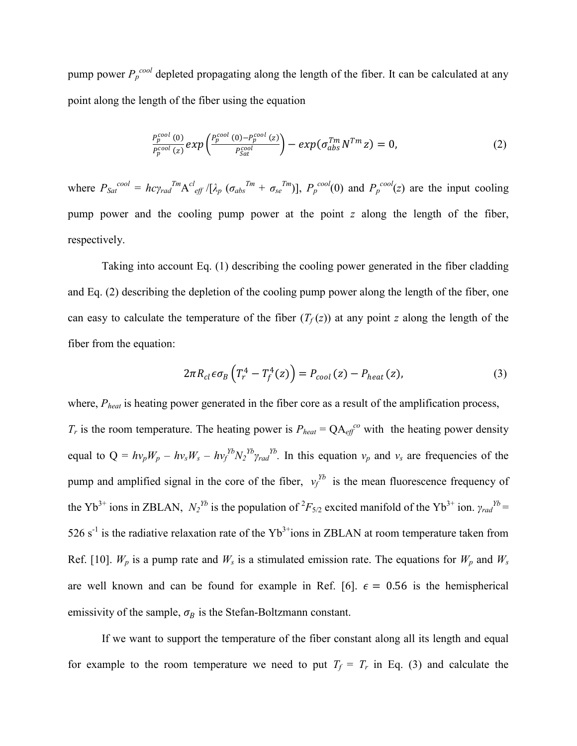pump power $P_p^{cool}$ depleted propagating along the length of the fiber. It can be calculated at any point along the length of the fiber using the equation

$$\frac{P_p^{cool}(0)}{P_p^{cool}(z)} exp\left(\frac{P_p^{cool}(0) - P_p^{cool}(z)}{P_{Sat}^{cool}}\right) - exp(\sigma_{abs}^{Tm} N^{Tm} z) = 0, \tag{2}$$

where $P_{Sat}^{cool} = hc\gamma_{rad}^{Tm} A_{eff}^{cl} / [\lambda_p (\sigma_{abs}^{Tm} + \sigma_{se}^{Tm})]$, $P_p^{cool}(0)$ and $P_p^{cool}(z)$ are the input cooling pump power and the cooling pump power at the point $z$ along the length of the fiber, respectively.

Taking into account Eq. (1) describing the cooling power generated in the fiber cladding and Eq. (2) describing the depletion of the cooling pump power along the length of the fiber, one can easy to calculate the temperature of the fiber ($T_f(z)$) at any point $z$ along the length of the fiber from the equation:

$$2\pi R_{cl} \epsilon \sigma_B \left(T_r^4 - T_f^4(z)\right) = P_{cool}(z) - P_{heat}(z), \tag{3}$$

where, $P_{heat}$ is heating power generated in the fiber core as a result of the amplification process, $T_r$ is the room temperature. The heating power is $P_{heat} = QA_{eff}^{co}$ with the heating power density equal to $Q = h\nu_p W_p - h\nu_s W_s - h\nu_f^{Yb} N_2^{Yb} \gamma_{rad}^{Yb}$. In this equation $\nu_p$ and $\nu_s$ are frequencies of the pump and amplified signal in the core of the fiber, $\nu_f^{Yb}$ is the mean fluorescence frequency of the $Yb^{3+}$ ions in ZBLAN, $N_2^{Yb}$ is the population of $^2F_{5/2}$ excited manifold of the $Yb^{3+}$ ion. $\gamma_{rad}^{Yb} = 526\ s^{-1}$ is the radiative relaxation rate of the $Yb^{3+}$ions in ZBLAN at room temperature taken from Ref. [10]. $W_p$ is a pump rate and $W_s$ is a stimulated emission rate. The equations for $W_p$ and $W_s$ are well known and can be found for example in Ref. [6]. $\epsilon = 0.56$ is the hemispherical emissivity of the sample, $\sigma_B$ is the Stefan-Boltzmann constant.

If we want to support the temperature of the fiber constant along all its length and equal for example to the room temperature we need to put $T_f = T_r$ in Eq. (3) and calculate the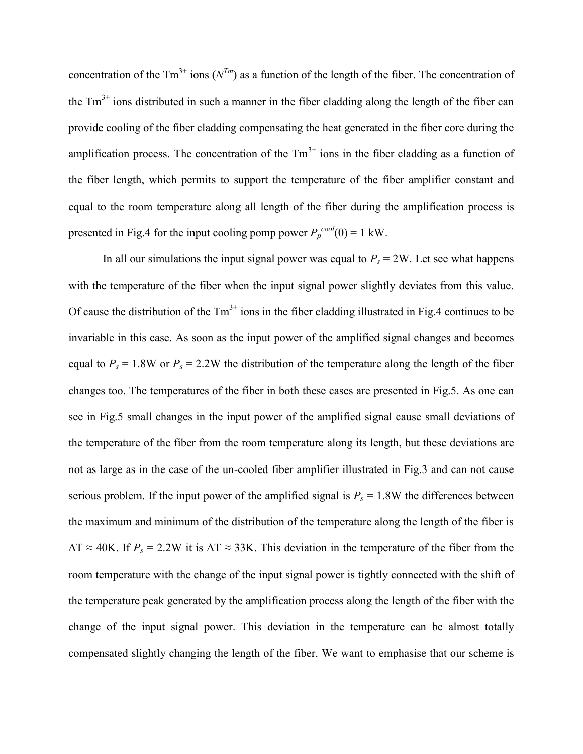concentration of the $Tm^{3+}$ ions ($N^{Tm}$) as a function of the length of the fiber. The concentration of the $Tm^{3+}$ ions distributed in such a manner in the fiber cladding along the length of the fiber can provide cooling of the fiber cladding compensating the heat generated in the fiber core during the amplification process. The concentration of the $Tm^{3+}$ ions in the fiber cladding as a function of the fiber length, which permits to support the temperature of the fiber amplifier constant and equal to the room temperature along all length of the fiber during the amplification process is presented in Fig.4 for the input cooling pomp power $P_p^{cool}(0) = 1$ kW.

In all our simulations the input signal power was equal to $P_s = 2$W. Let see what happens with the temperature of the fiber when the input signal power slightly deviates from this value. Of cause the distribution of the $Tm^{3+}$ ions in the fiber cladding illustrated in Fig.4 continues to be invariable in this case. As soon as the input power of the amplified signal changes and becomes equal to $P_s = 1.8$W or $P_s = 2.2$W the distribution of the temperature along the length of the fiber changes too. The temperatures of the fiber in both these cases are presented in Fig.5. As one can see in Fig.5 small changes in the input power of the amplified signal cause small deviations of the temperature of the fiber from the room temperature along its length, but these deviations are not as large as in the case of the un-cooled fiber amplifier illustrated in Fig.3 and can not cause serious problem. If the input power of the amplified signal is $P_s = 1.8$W the differences between the maximum and minimum of the distribution of the temperature along the length of the fiber is $\Delta T \approx 40$K. If $P_s = 2.2$W it is $\Delta T \approx 33$K. This deviation in the temperature of the fiber from the room temperature with the change of the input signal power is tightly connected with the shift of the temperature peak generated by the amplification process along the length of the fiber with the change of the input signal power. This deviation in the temperature can be almost totally compensated slightly changing the length of the fiber. We want to emphasise that our scheme is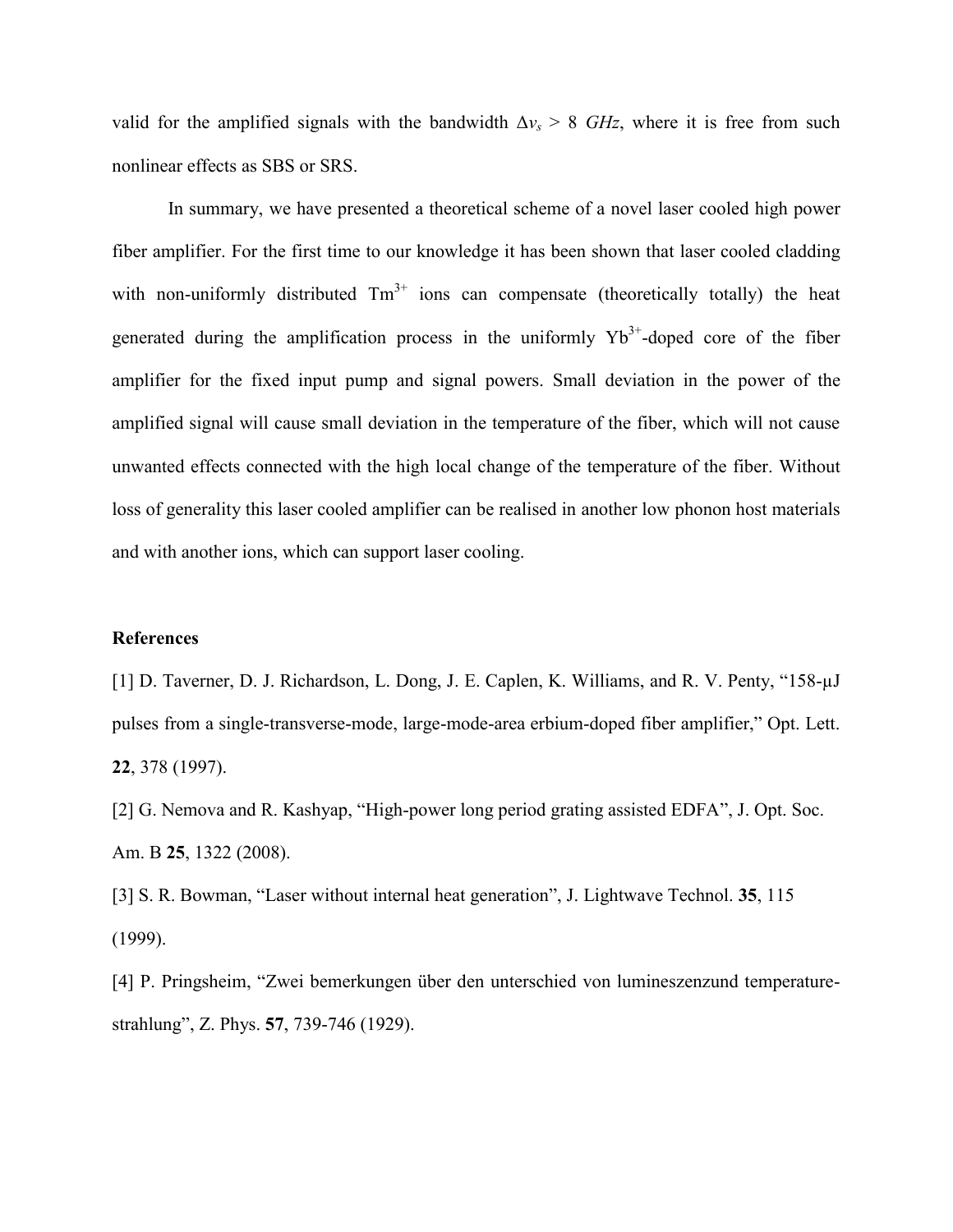valid for the amplified signals with the bandwidth $\Delta \nu_s > 8$ *GHz*, where it is free from such nonlinear effects as SBS or SRS.

In summary, we have presented a theoretical scheme of a novel laser cooled high power fiber amplifier. For the first time to our knowledge it has been shown that laser cooled cladding with non-uniformly distributed $Tm^{3+}$ ions can compensate (theoretically totally) the heat generated during the amplification process in the uniformly $Yb^{3+}$-doped core of the fiber amplifier for the fixed input pump and signal powers. Small deviation in the power of the amplified signal will cause small deviation in the temperature of the fiber, which will not cause unwanted effects connected with the high local change of the temperature of the fiber. Without loss of generality this laser cooled amplifier can be realised in another low phonon host materials and with another ions, which can support laser cooling.

**References**

[1] D. Taverner, D. J. Richardson, L. Dong, J. E. Caplen, K. Williams, and R. V. Penty, "158-μJ pulses from a single-transverse-mode, large-mode-area erbium-doped fiber amplifier," Opt. Lett. **22**, 378 (1997).

[2] G. Nemova and R. Kashyap, "High-power long period grating assisted EDFA", J. Opt. Soc. Am. B **25**, 1322 (2008).

[3] S. R. Bowman, "Laser without internal heat generation", J. Lightwave Technol. **35**, 115 (1999).

[4] P. Pringsheim, "Zwei bemerkungen über den unterschied von lumineszenzund temperature-strahlung", Z. Phys. **57**, 739-746 (1929).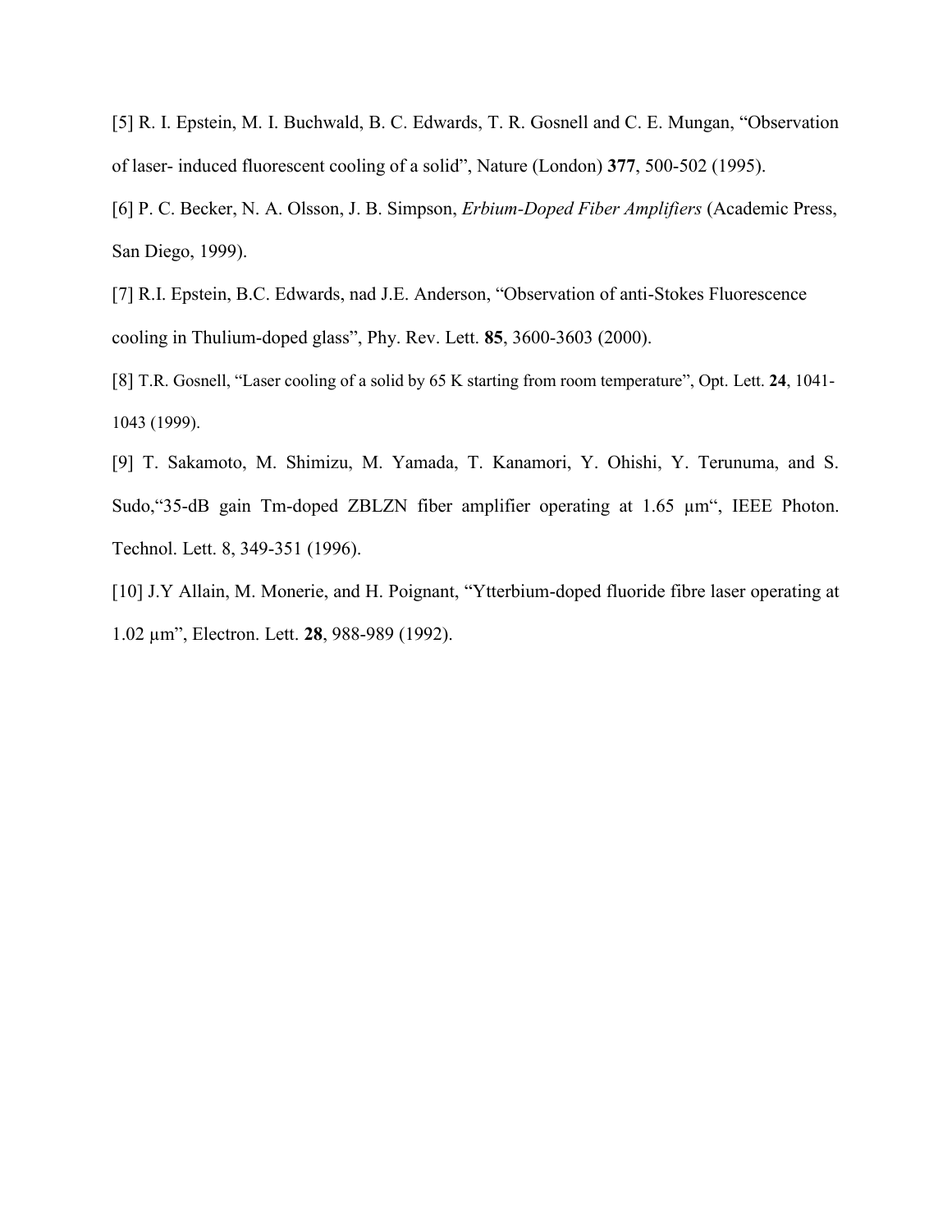[5] R. I. Epstein, M. I. Buchwald, B. C. Edwards, T. R. Gosnell and C. E. Mungan, "Observation of laser- induced fluorescent cooling of a solid", Nature (London) **377**, 500-502 (1995).

[6] P. C. Becker, N. A. Olsson, J. B. Simpson, *Erbium-Doped Fiber Amplifiers* (Academic Press, San Diego, 1999).

[7] R.I. Epstein, B.C. Edwards, nad J.E. Anderson, "Observation of anti-Stokes Fluorescence cooling in Thulium-doped glass", Phy. Rev. Lett. **85**, 3600-3603 (2000).

[8] T.R. Gosnell, "Laser cooling of a solid by 65 K starting from room temperature", Opt. Lett. **24**, 1041-1043 (1999).

[9] T. Sakamoto, M. Shimizu, M. Yamada, T. Kanamori, Y. Ohishi, Y. Terunuma, and S. Sudo,"35-dB gain Tm-doped ZBLZN fiber amplifier operating at 1.65 μm", IEEE Photon. Technol. Lett. 8, 349-351 (1996).

[10] J.Y Allain, M. Monerie, and H. Poignant, "Ytterbium-doped fluoride fibre laser operating at 1.02 μm", Electron. Lett. **28**, 988-989 (1992).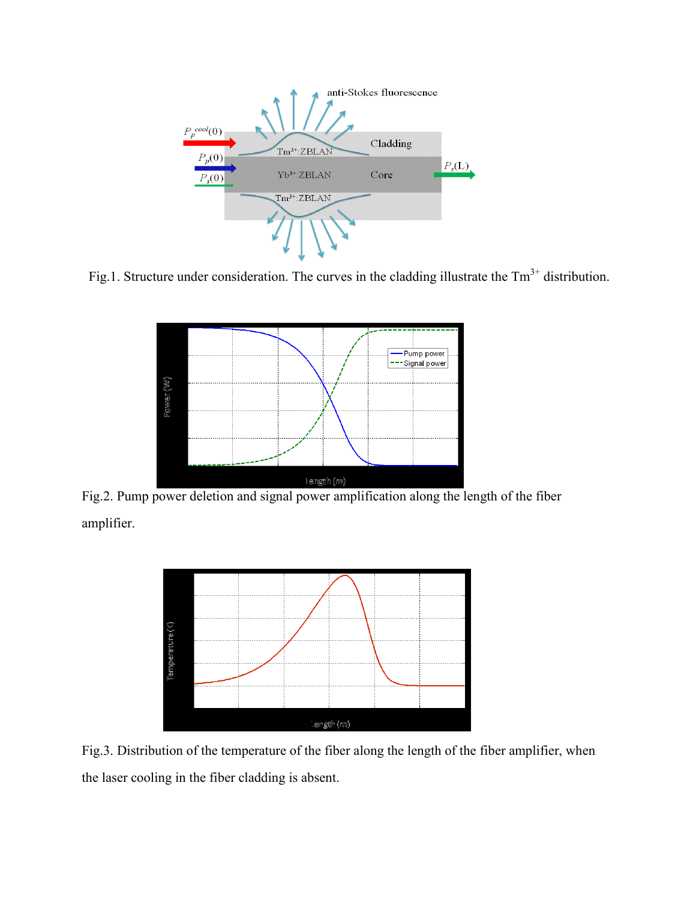Fig.1. Structure under consideration. The curves in the cladding illustrate the $Tm^{3+}$ distribution.

Fig.2. Pump power deletion and signal power amplification along the length of the fiber amplifier.

Fig.3. Distribution of the temperature of the fiber along the length of the fiber amplifier, when the laser cooling in the fiber cladding is absent.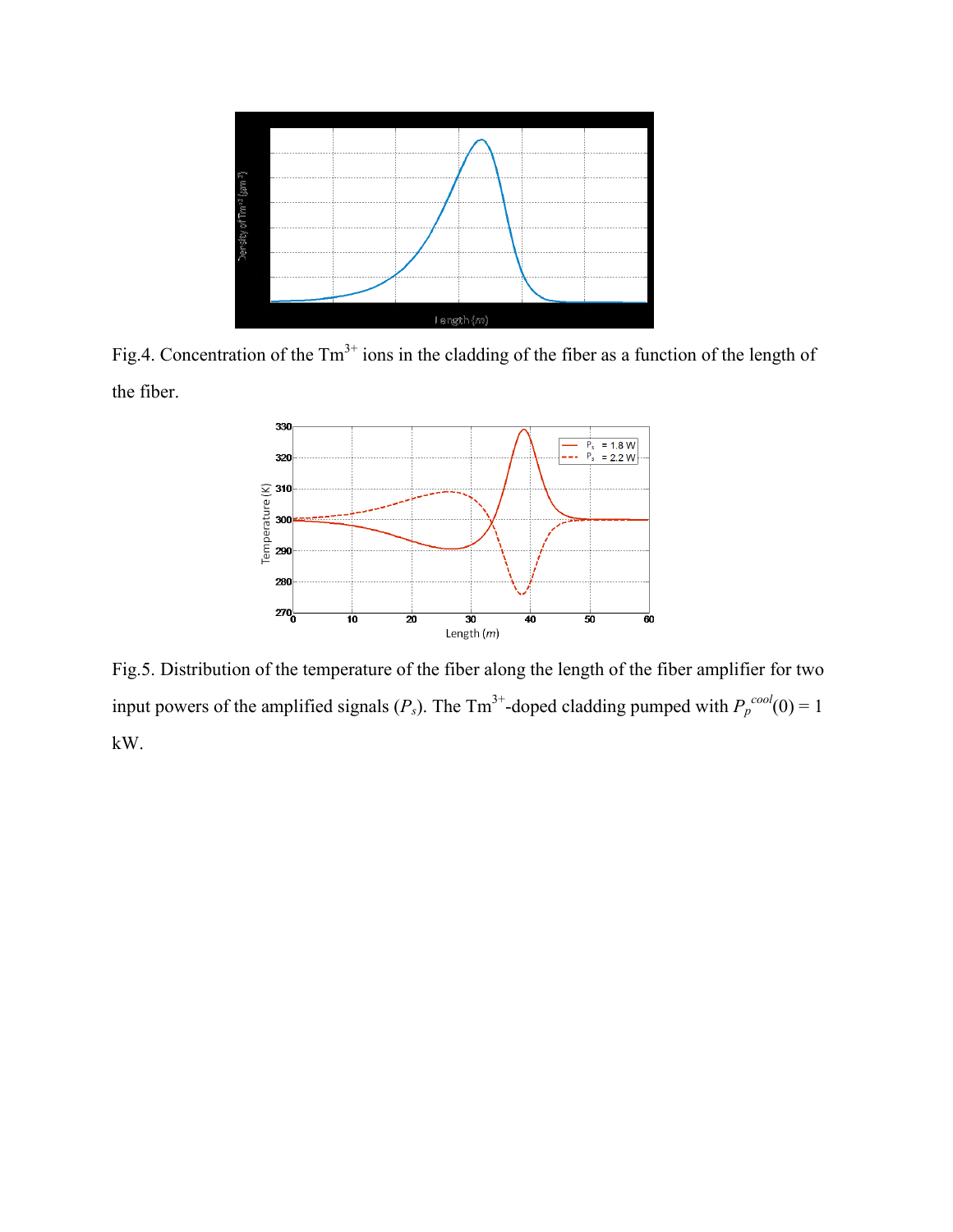Density of Tm³⁺ (μm⁻³)

Length (m)

Fig.4. Concentration of the $Tm^{3+}$ ions in the cladding of the fiber as a function of the length of the fiber.

330
320
310
300
290
280
270
0
10
20
30
40
50
60

Temperature (K)

Length (m)

$P_s$ = 1.8 W
$P_s$ = 2.2 W

Fig.5. Distribution of the temperature of the fiber along the length of the fiber amplifier for two input powers of the amplified signals ($P_s$). The $Tm^{3+}$-doped cladding pumped with $P_p^{cool}(0) = 1$ kW.